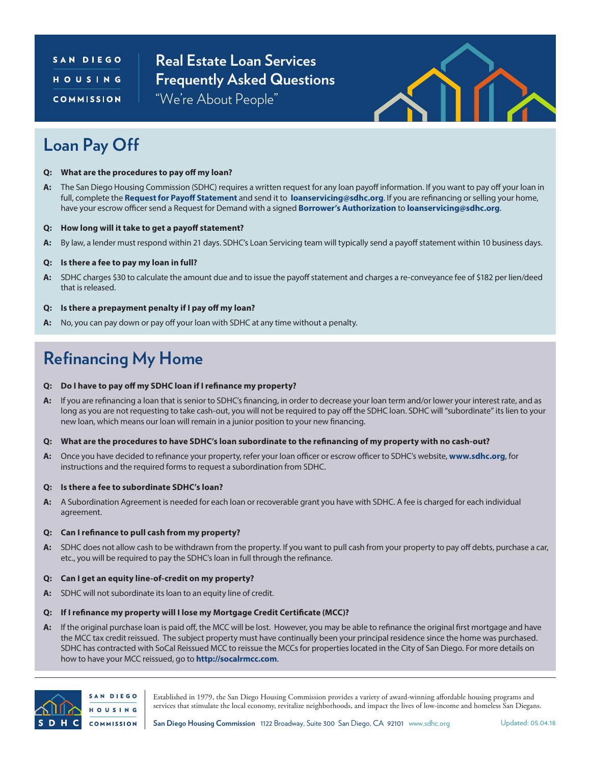SAN DIEGO HOUSING COMMISSION

# Real Estate Loan Services Frequently Asked Questions

"We're About People"

## Loan Pay Off

**Q: What are the procedures to pay off my loan?**

**A:** The San Diego Housing Commission (SDHC) requires a written request for any loan payoff information. If you want to pay off your loan in full, complete the **Request for Payoff Statement** and send it to **loanservicing@sdhc.org**. If you are refinancing or selling your home, have your escrow officer send a Request for Demand with a signed **Borrower's Authorization** to **loanservicing@sdhc.org**.

**Q: How long will it take to get a payoff statement?**

**A:** By law, a lender must respond within 21 days. SDHC's Loan Servicing team will typically send a payoff statement within 10 business days.

**Q: Is there a fee to pay my loan in full?**

**A:** SDHC charges $30 to calculate the amount due and to issue the payoff statement and charges a re-conveyance fee of $182 per lien/deed that is released.

**Q: Is there a prepayment penalty if I pay off my loan?**

**A:** No, you can pay down or pay off your loan with SDHC at any time without a penalty.

## Refinancing My Home

**Q: Do I have to pay off my SDHC loan if I refinance my property?**

**A:** If you are refinancing a loan that is senior to SDHC's financing, in order to decrease your loan term and/or lower your interest rate, and as long as you are not requesting to take cash-out, you will not be required to pay off the SDHC loan. SDHC will "subordinate" its lien to your new loan, which means our loan will remain in a junior position to your new financing.

**Q: What are the procedures to have SDHC's loan subordinate to the refinancing of my property with no cash-out?**

**A:** Once you have decided to refinance your property, refer your loan officer or escrow officer to SDHC's website, **www.sdhc.org**, for instructions and the required forms to request a subordination from SDHC.

**Q: Is there a fee to subordinate SDHC's loan?**

**A:** A Subordination Agreement is needed for each loan or recoverable grant you have with SDHC. A fee is charged for each individual agreement.

**Q: Can I refinance to pull cash from my property?**

**A:** SDHC does not allow cash to be withdrawn from the property. If you want to pull cash from your property to pay off debts, purchase a car, etc., you will be required to pay the SDHC's loan in full through the refinance.

**Q: Can I get an equity line-of-credit on my property?**

**A:** SDHC will not subordinate its loan to an equity line of credit.

**Q: If I refinance my property will I lose my Mortgage Credit Certificate (MCC)?**

**A:** If the original purchase loan is paid off, the MCC will be lost. However, you may be able to refinance the original first mortgage and have the MCC tax credit reissued. The subject property must have continually been your principal residence since the home was purchased. SDHC has contracted with SoCal Reissued MCC to reissue the MCCs for properties located in the City of San Diego. For more details on how to have your MCC reissued, go to **http://socalrmcc.com**.

---

SAN DIEGO HOUSING COMMISSION SDHC

Established in 1979, the San Diego Housing Commission provides a variety of award-winning affordable housing programs and services that stimulate the local economy, revitalize neighborhoods, and impact the lives of low-income and homeless San Diegans.

**San Diego Housing Commission** 1122 Broadway, Suite 300 San Diego, CA 92101 www.sdhc.org

Updated: 05.04.18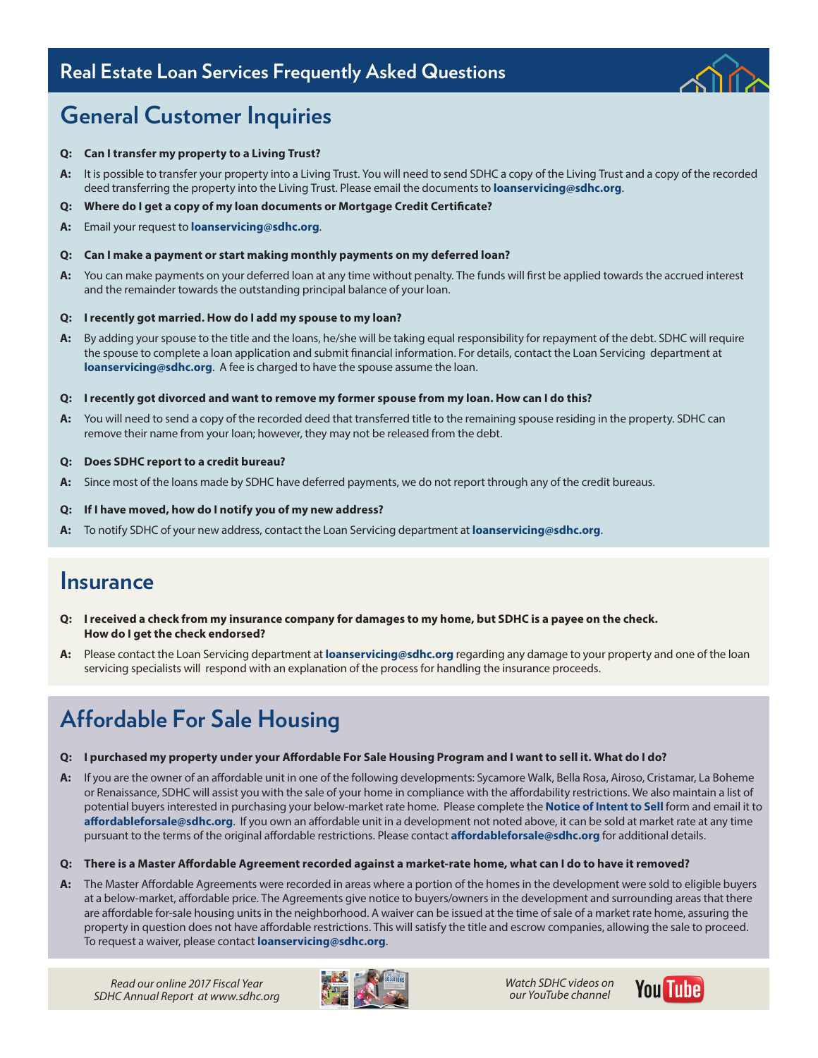# Real Estate Loan Services Frequently Asked Questions

## General Customer Inquiries

**Q: Can I transfer my property to a Living Trust?**

**A:** It is possible to transfer your property into a Living Trust. You will need to send SDHC a copy of the Living Trust and a copy of the recorded deed transferring the property into the Living Trust. Please email the documents to **loanservicing@sdhc.org**.

**Q: Where do I get a copy of my loan documents or Mortgage Credit Certificate?**

**A:** Email your request to **loanservicing@sdhc.org**.

**Q: Can I make a payment or start making monthly payments on my deferred loan?**

**A:** You can make payments on your deferred loan at any time without penalty. The funds will first be applied towards the accrued interest and the remainder towards the outstanding principal balance of your loan.

**Q: I recently got married. How do I add my spouse to my loan?**

**A:** By adding your spouse to the title and the loans, he/she will be taking equal responsibility for repayment of the debt. SDHC will require the spouse to complete a loan application and submit financial information. For details, contact the Loan Servicing department at **loanservicing@sdhc.org**. A fee is charged to have the spouse assume the loan.

**Q: I recently got divorced and want to remove my former spouse from my loan. How can I do this?**

**A:** You will need to send a copy of the recorded deed that transferred title to the remaining spouse residing in the property. SDHC can remove their name from your loan; however, they may not be released from the debt.

**Q: Does SDHC report to a credit bureau?**

**A:** Since most of the loans made by SDHC have deferred payments, we do not report through any of the credit bureaus.

**Q: If I have moved, how do I notify you of my new address?**

**A:** To notify SDHC of your new address, contact the Loan Servicing department at **loanservicing@sdhc.org**.

## Insurance

**Q: I received a check from my insurance company for damages to my home, but SDHC is a payee on the check. How do I get the check endorsed?**

**A:** Please contact the Loan Servicing department at **loanservicing@sdhc.org** regarding any damage to your property and one of the loan servicing specialists will respond with an explanation of the process for handling the insurance proceeds.

## Affordable For Sale Housing

**Q: I purchased my property under your Affordable For Sale Housing Program and I want to sell it. What do I do?**

**A:** If you are the owner of an affordable unit in one of the following developments: Sycamore Walk, Bella Rosa, Airoso, Cristamar, La Boheme or Renaissance, SDHC will assist you with the sale of your home in compliance with the affordability restrictions. We also maintain a list of potential buyers interested in purchasing your below-market rate home. Please complete the **Notice of Intent to Sell** form and email it to **affordableforsale@sdhc.org**. If you own an affordable unit in a development not noted above, it can be sold at market rate at any time pursuant to the terms of the original affordable restrictions. Please contact **affordableforsale@sdhc.org** for additional details.

**Q: There is a Master Affordable Agreement recorded against a market-rate home, what can I do to have it removed?**

**A:** The Master Affordable Agreements were recorded in areas where a portion of the homes in the development were sold to eligible buyers at a below-market, affordable price. The Agreements give notice to buyers/owners in the development and surrounding areas that there are affordable for-sale housing units in the neighborhood. A waiver can be issued at the time of sale of a market rate home, assuring the property in question does not have affordable restrictions. This will satisfy the title and escrow companies, allowing the sale to proceed. To request a waiver, please contact **loanservicing@sdhc.org**.

*Read our online 2017 Fiscal Year SDHC Annual Report at www.sdhc.org*

*Watch SDHC videos on our YouTube channel*